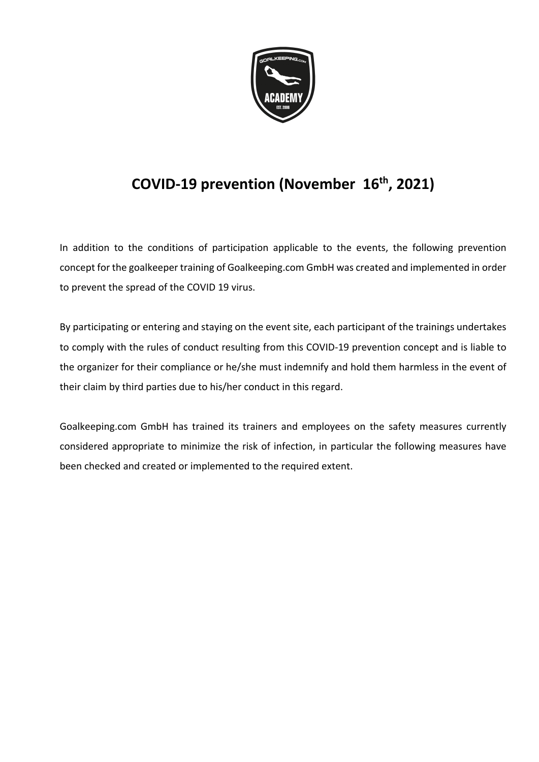# COVID-19 prevention (November 16th, 2021)

In addition to the conditions of participation applicable to the events, the following prevention concept for the goalkeeper training of Goalkeeping.com GmbH was created and implemented in order to prevent the spread of the COVID 19 virus.

By participating or entering and staying on the event site, each participant of the trainings undertakes to comply with the rules of conduct resulting from this COVID-19 prevention concept and is liable to the organizer for their compliance or he/she must indemnify and hold them harmless in the event of their claim by third parties due to his/her conduct in this regard.

Goalkeeping.com GmbH has trained its trainers and employees on the safety measures currently considered appropriate to minimize the risk of infection, in particular the following measures have been checked and created or implemented to the required extent.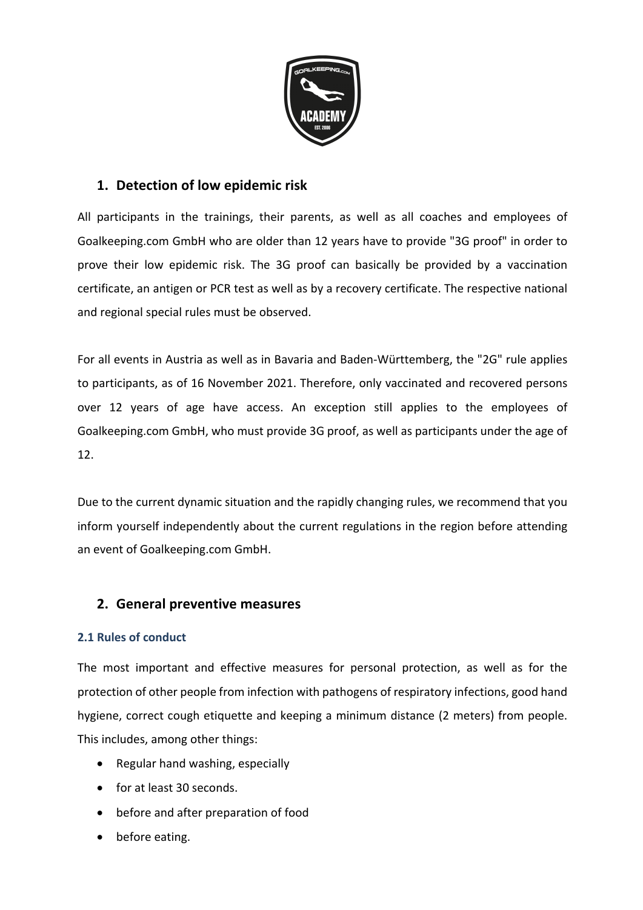## 1. Detection of low epidemic risk

All participants in the trainings, their parents, as well as all coaches and employees of Goalkeeping.com GmbH who are older than 12 years have to provide "3G proof" in order to prove their low epidemic risk. The 3G proof can basically be provided by a vaccination certificate, an antigen or PCR test as well as by a recovery certificate. The respective national and regional special rules must be observed.

For all events in Austria as well as in Bavaria and Baden-Württemberg, the "2G" rule applies to participants, as of 16 November 2021. Therefore, only vaccinated and recovered persons over 12 years of age have access. An exception still applies to the employees of Goalkeeping.com GmbH, who must provide 3G proof, as well as participants under the age of 12.

Due to the current dynamic situation and the rapidly changing rules, we recommend that you inform yourself independently about the current regulations in the region before attending an event of Goalkeeping.com GmbH.

## 2. General preventive measures

### 2.1 Rules of conduct

The most important and effective measures for personal protection, as well as for the protection of other people from infection with pathogens of respiratory infections, good hand hygiene, correct cough etiquette and keeping a minimum distance (2 meters) from people. This includes, among other things:

- Regular hand washing, especially
- for at least 30 seconds.
- before and after preparation of food
- before eating.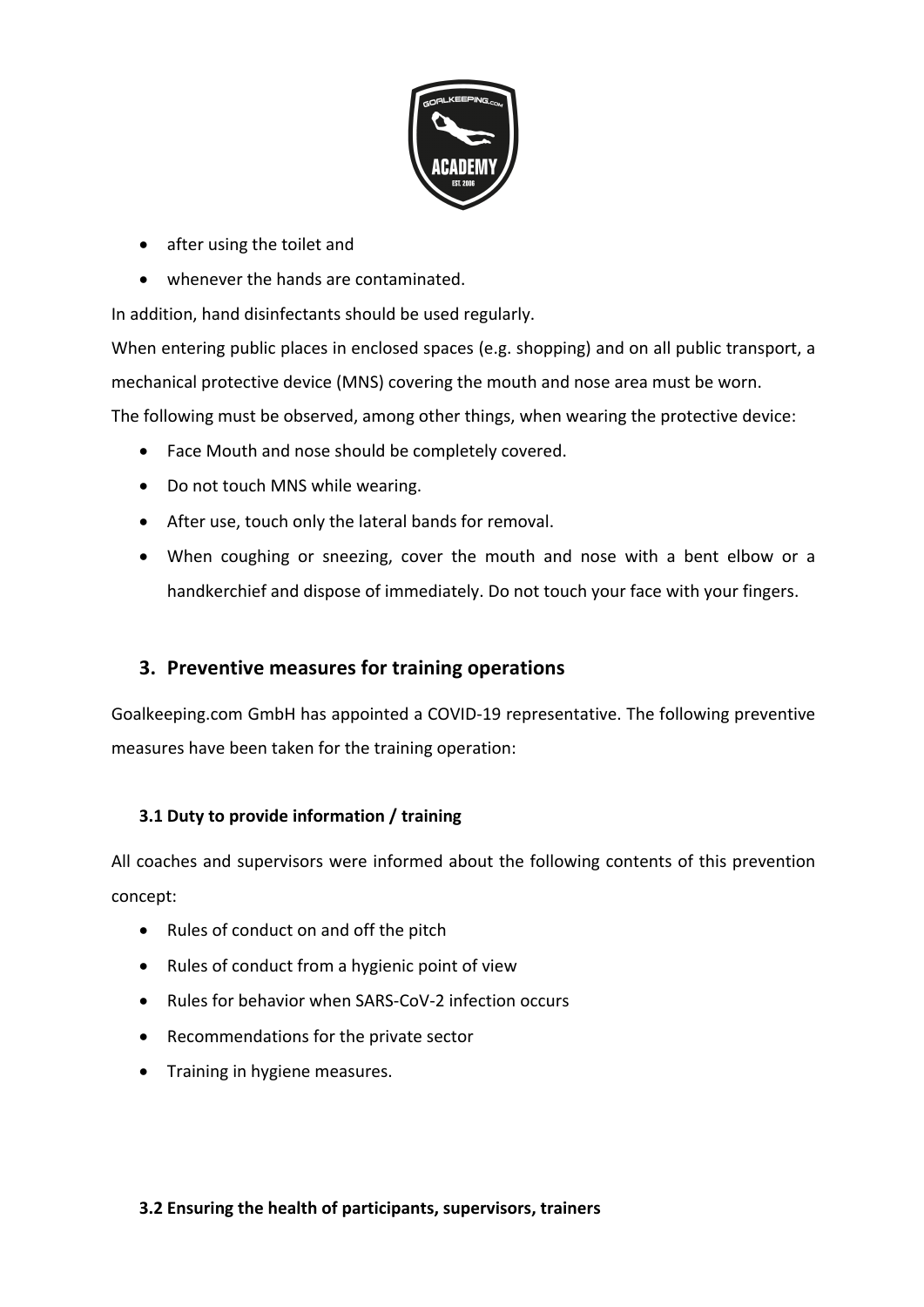- after using the toilet and
- whenever the hands are contaminated.

In addition, hand disinfectants should be used regularly.

When entering public places in enclosed spaces (e.g. shopping) and on all public transport, a mechanical protective device (MNS) covering the mouth and nose area must be worn.

The following must be observed, among other things, when wearing the protective device:

- Face Mouth and nose should be completely covered.
- Do not touch MNS while wearing.
- After use, touch only the lateral bands for removal.
- When coughing or sneezing, cover the mouth and nose with a bent elbow or a handkerchief and dispose of immediately. Do not touch your face with your fingers.

## 3. Preventive measures for training operations

Goalkeeping.com GmbH has appointed a COVID-19 representative. The following preventive measures have been taken for the training operation:

### 3.1 Duty to provide information / training

All coaches and supervisors were informed about the following contents of this prevention concept:

- Rules of conduct on and off the pitch
- Rules of conduct from a hygienic point of view
- Rules for behavior when SARS-CoV-2 infection occurs
- Recommendations for the private sector
- Training in hygiene measures.

### 3.2 Ensuring the health of participants, supervisors, trainers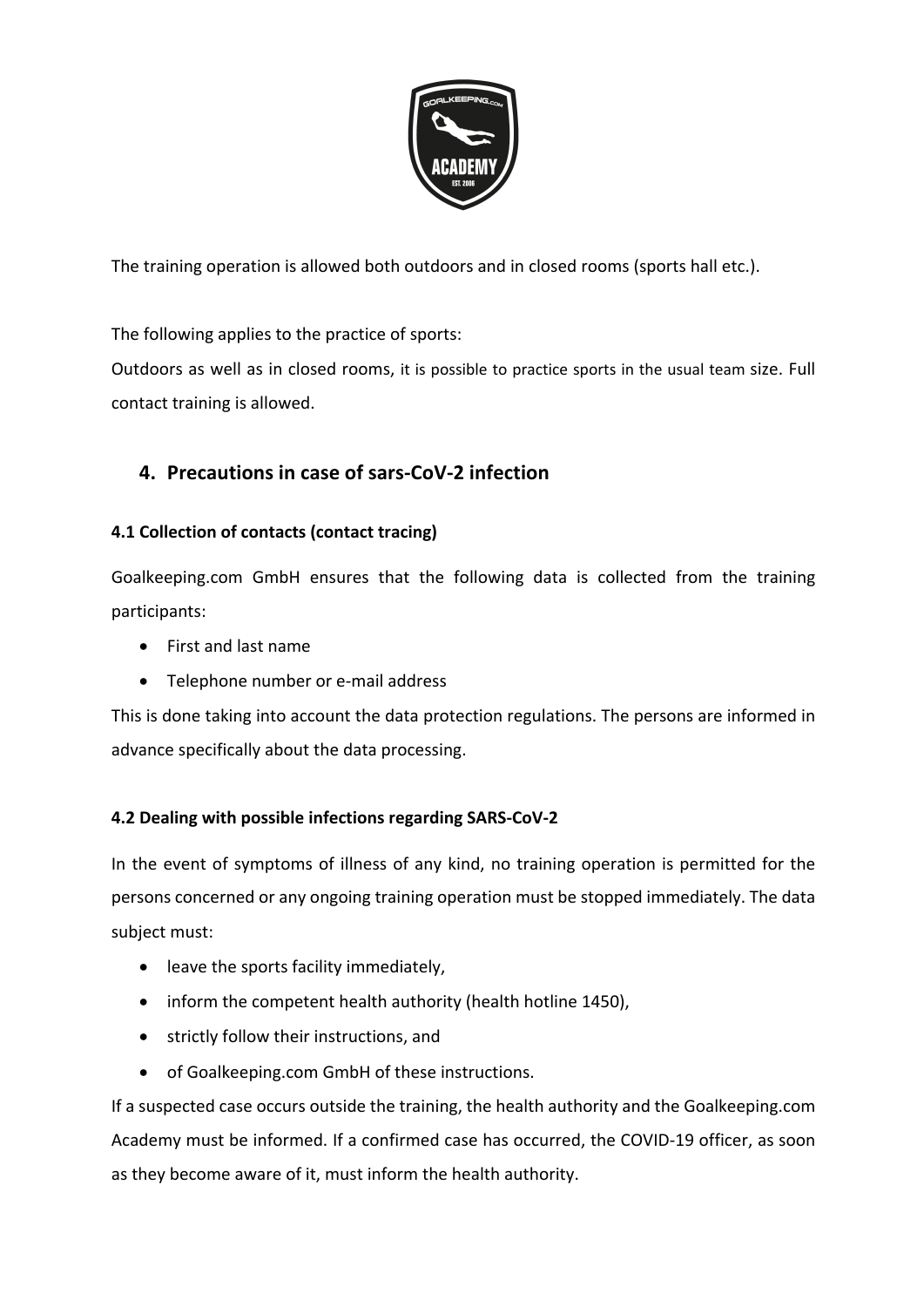The training operation is allowed both outdoors and in closed rooms (sports hall etc.).

The following applies to the practice of sports:
Outdoors as well as in closed rooms, it is possible to practice sports in the usual team size. Full contact training is allowed.

## 4. Precautions in case of sars-CoV-2 infection

### 4.1 Collection of contacts (contact tracing)

Goalkeeping.com GmbH ensures that the following data is collected from the training participants:

- First and last name
- Telephone number or e-mail address

This is done taking into account the data protection regulations. The persons are informed in advance specifically about the data processing.

### 4.2 Dealing with possible infections regarding SARS-CoV-2

In the event of symptoms of illness of any kind, no training operation is permitted for the persons concerned or any ongoing training operation must be stopped immediately. The data subject must:

- leave the sports facility immediately,
- inform the competent health authority (health hotline 1450),
- strictly follow their instructions, and
- of Goalkeeping.com GmbH of these instructions.

If a suspected case occurs outside the training, the health authority and the Goalkeeping.com Academy must be informed. If a confirmed case has occurred, the COVID-19 officer, as soon as they become aware of it, must inform the health authority.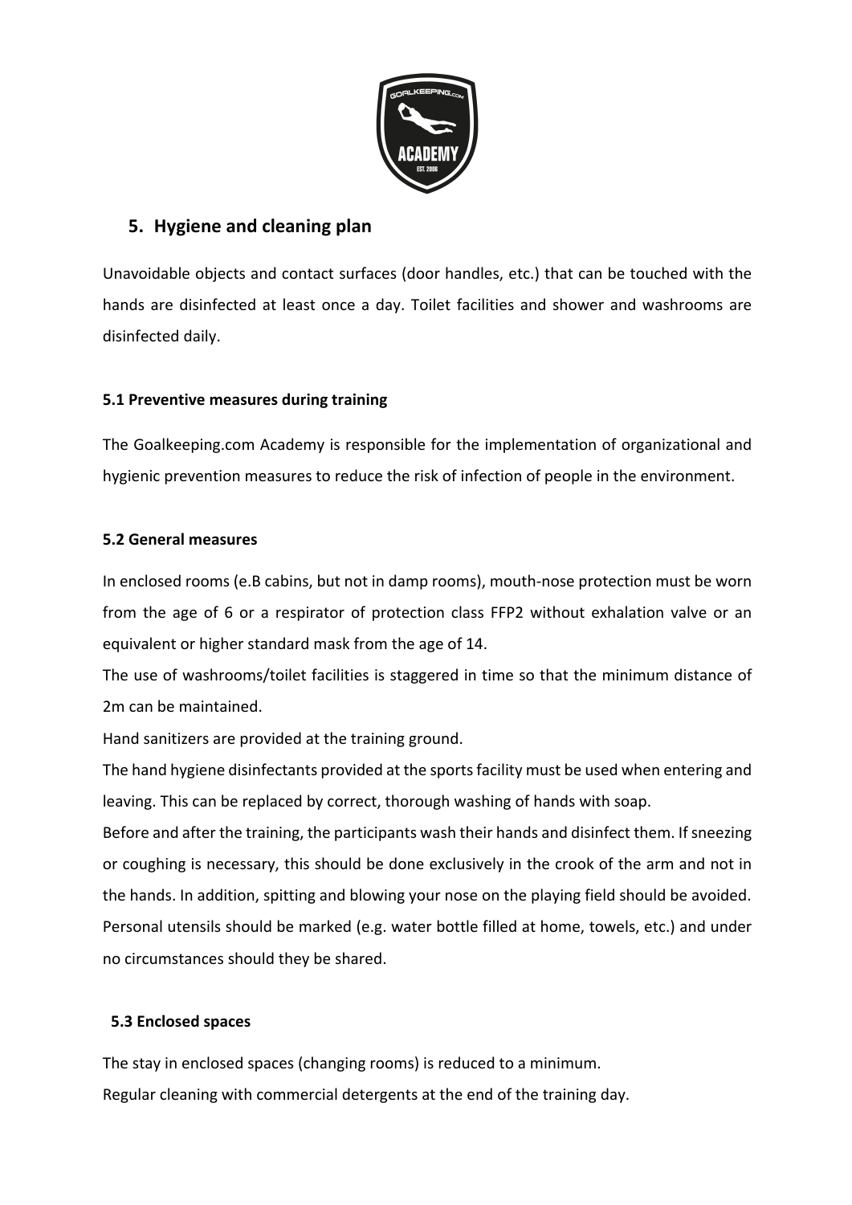## 5. Hygiene and cleaning plan

Unavoidable objects and contact surfaces (door handles, etc.) that can be touched with the hands are disinfected at least once a day. Toilet facilities and shower and washrooms are disinfected daily.

### 5.1 Preventive measures during training

The Goalkeeping.com Academy is responsible for the implementation of organizational and hygienic prevention measures to reduce the risk of infection of people in the environment.

### 5.2 General measures

In enclosed rooms (e.B cabins, but not in damp rooms), mouth-nose protection must be worn from the age of 6 or a respirator of protection class FFP2 without exhalation valve or an equivalent or higher standard mask from the age of 14.

The use of washrooms/toilet facilities is staggered in time so that the minimum distance of 2m can be maintained.

Hand sanitizers are provided at the training ground.

The hand hygiene disinfectants provided at the sports facility must be used when entering and leaving. This can be replaced by correct, thorough washing of hands with soap.

Before and after the training, the participants wash their hands and disinfect them. If sneezing or coughing is necessary, this should be done exclusively in the crook of the arm and not in the hands. In addition, spitting and blowing your nose on the playing field should be avoided.

Personal utensils should be marked (e.g. water bottle filled at home, towels, etc.) and under no circumstances should they be shared.

### 5.3 Enclosed spaces

The stay in enclosed spaces (changing rooms) is reduced to a minimum.

Regular cleaning with commercial detergents at the end of the training day.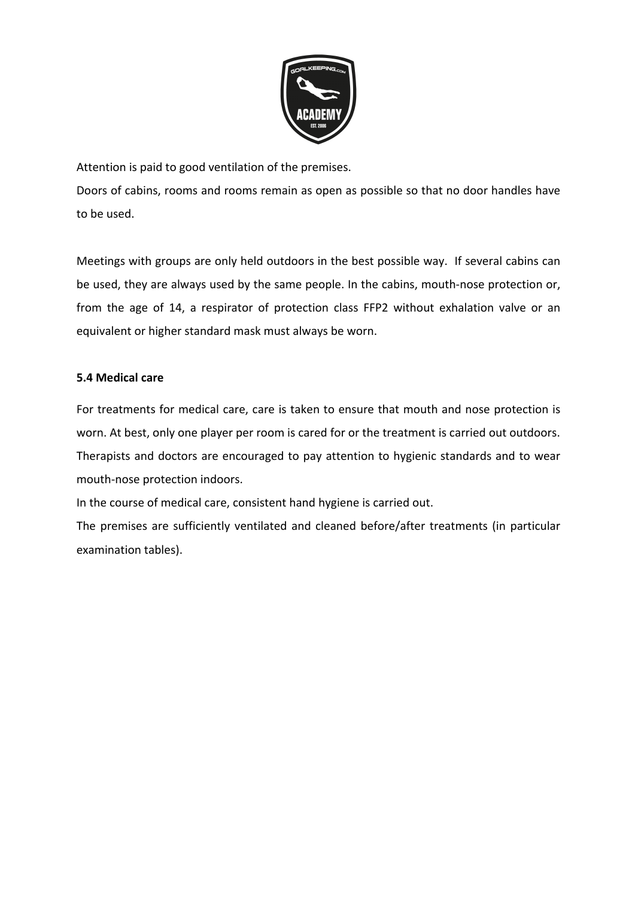Attention is paid to good ventilation of the premises.

Doors of cabins, rooms and rooms remain as open as possible so that no door handles have to be used.

Meetings with groups are only held outdoors in the best possible way. If several cabins can be used, they are always used by the same people. In the cabins, mouth-nose protection or, from the age of 14, a respirator of protection class FFP2 without exhalation valve or an equivalent or higher standard mask must always be worn.

**5.4 Medical care**

For treatments for medical care, care is taken to ensure that mouth and nose protection is worn. At best, only one player per room is cared for or the treatment is carried out outdoors. Therapists and doctors are encouraged to pay attention to hygienic standards and to wear mouth-nose protection indoors.

In the course of medical care, consistent hand hygiene is carried out.

The premises are sufficiently ventilated and cleaned before/after treatments (in particular examination tables).